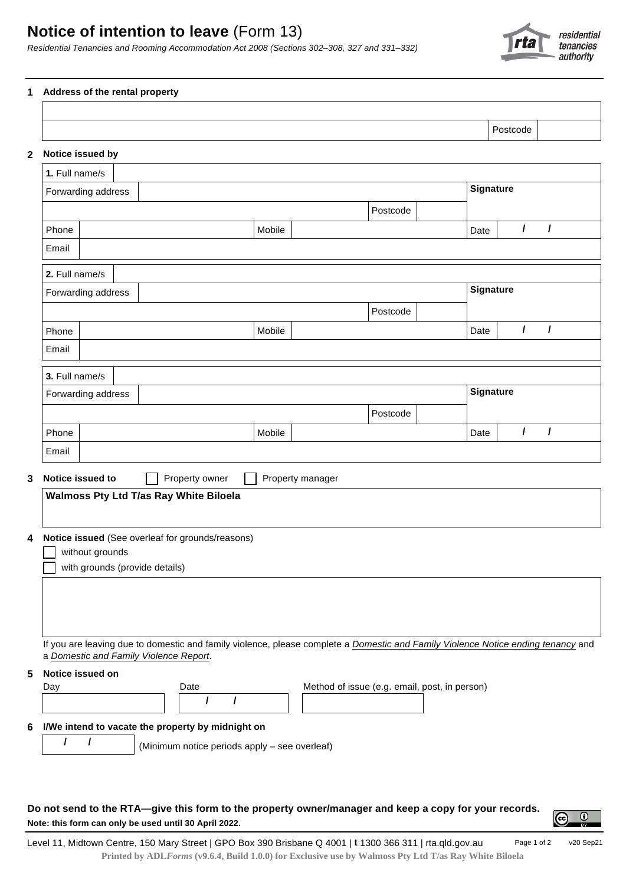# Notice of intention to leave (Form 13)

*Residential Tenancies and Rooming Accommodation Act 2008 (Sections 302–308, 327 and 331–332)*

residential tenancies authority

## 1 Address of the rental property

| | |
|---|---|
| | |
| | Postcode |

## 2 Notice issued by

| | | | | |
|---|---|---|---|---|
| **1.** Full name/s | | | | |
| Forwarding address | | | | **Signature** |
| | | Postcode | | |
| Phone | | Mobile | | Date / / |
| Email | | | | |

| | | | | |
|---|---|---|---|---|
| **2.** Full name/s | | | | |
| Forwarding address | | | | **Signature** |
| | | Postcode | | |
| Phone | | Mobile | | Date / / |
| Email | | | | |

| | | | | |
|---|---|---|---|---|
| **3.** Full name/s | | | | |
| Forwarding address | | | | **Signature** |
| | | Postcode | | |
| Phone | | Mobile | | Date / / |
| Email | | | | |

## 3 Notice issued to

☐ Property owner ☐ Property manager

**Walmoss Pty Ltd T/as Ray White Biloela**

## 4 Notice issued (See overleaf for grounds/reasons)

☐ without grounds

☐ with grounds (provide details)

If you are leaving due to domestic and family violence, please complete a *Domestic and Family Violence Notice ending tenancy* and a *Domestic and Family Violence Report*.

## 5 Notice issued on

| Day | Date | Method of issue (e.g. email, post, in person) |
|---|---|---|
| | / / | |

## 6 I/We intend to vacate the property by midnight on

/ / (Minimum notice periods apply – see overleaf)

**Do not send to the RTA—give this form to the property owner/manager and keep a copy for your records.**

**Note: this form can only be used until 30 April 2022.**

Level 11, Midtown Centre, 150 Mary Street | GPO Box 390 Brisbane Q 4001 | **t** 1300 366 311 | rta.qld.gov.au v20 Sep21

**Printed by ADL*Forms* (v9.6.4, Build 1.0.0) for Exclusive use by Walmoss Pty Ltd T/as Ray White Biloela**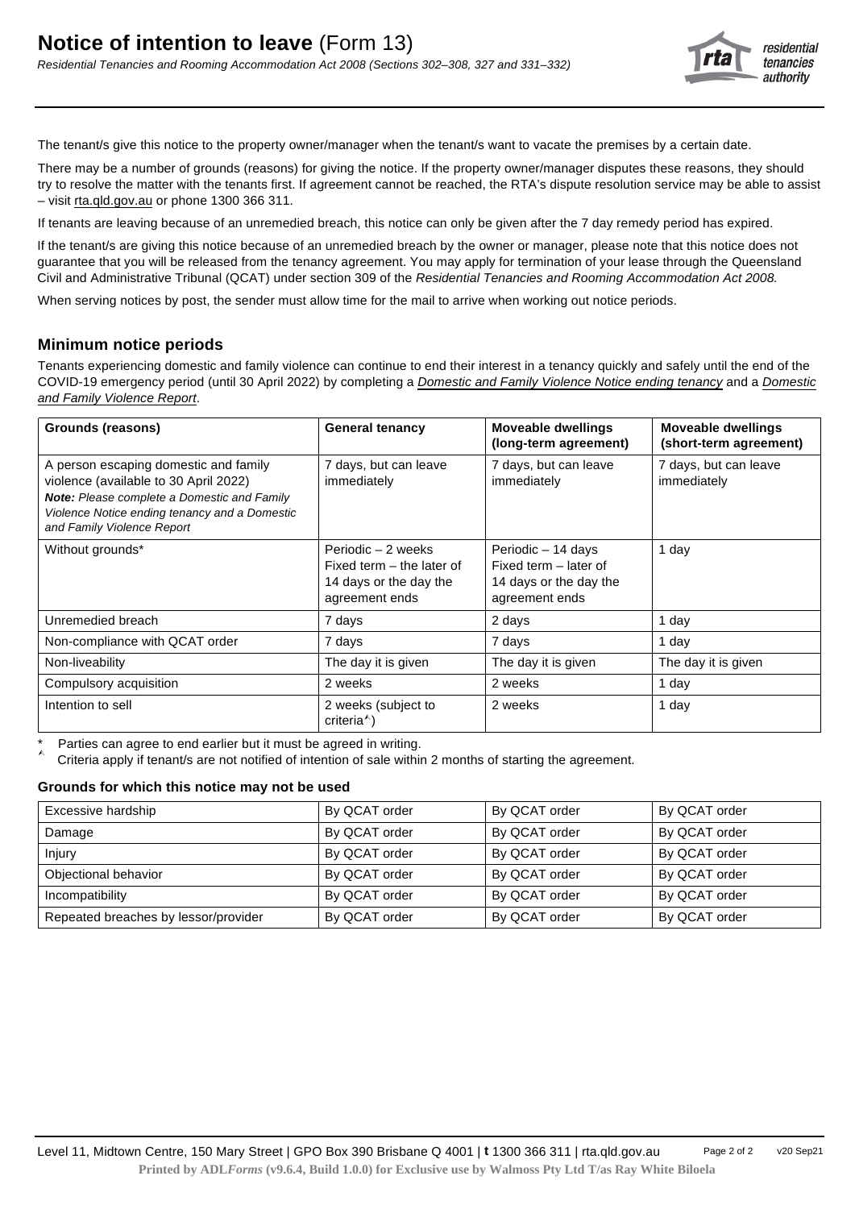# **Notice of intention to leave** (Form 13)

*Residential Tenancies and Rooming Accommodation Act 2008 (Sections 302–308, 327 and 331–332)*

The tenant/s give this notice to the property owner/manager when the tenant/s want to vacate the premises by a certain date.

There may be a number of grounds (reasons) for giving the notice. If the property owner/manager disputes these reasons, they should try to resolve the matter with the tenants first. If agreement cannot be reached, the RTA's dispute resolution service may be able to assist – visit rta.qld.gov.au or phone 1300 366 311.

If tenants are leaving because of an unremedied breach, this notice can only be given after the 7 day remedy period has expired.

If the tenant/s are giving this notice because of an unremedied breach by the owner or manager, please note that this notice does not guarantee that you will be released from the tenancy agreement. You may apply for termination of your lease through the Queensland Civil and Administrative Tribunal (QCAT) under section 309 of the *Residential Tenancies and Rooming Accommodation Act 2008.*

When serving notices by post, the sender must allow time for the mail to arrive when working out notice periods.

## Minimum notice periods

Tenants experiencing domestic and family violence can continue to end their interest in a tenancy quickly and safely until the end of the COVID-19 emergency period (until 30 April 2022) by completing a *Domestic and Family Violence Notice ending tenancy* and a *Domestic and Family Violence Report*.

| Grounds (reasons) | General tenancy | Moveable dwellings (long-term agreement) | Moveable dwellings (short-term agreement) |
|---|---|---|---|
| A person escaping domestic and family violence (available to 30 April 2022) ***Note:** Please complete a Domestic and Family Violence Notice ending tenancy and a Domestic and Family Violence Report* | 7 days, but can leave immediately | 7 days, but can leave immediately | 7 days, but can leave immediately |
| Without grounds* | Periodic – 2 weeks Fixed term – the later of 14 days or the day the agreement ends | Periodic – 14 days Fixed term – later of 14 days or the day the agreement ends | 1 day |
| Unremedied breach | 7 days | 2 days | 1 day |
| Non-compliance with QCAT order | 7 days | 7 days | 1 day |
| Non-liveability | The day it is given | The day it is given | The day it is given |
| Compulsory acquisition | 2 weeks | 2 weeks | 1 day |
| Intention to sell | 2 weeks (subject to criteria^) | 2 weeks | 1 day |

\* Parties can agree to end earlier but it must be agreed in writing.
^ Criteria apply if tenant/s are not notified of intention of sale within 2 months of starting the agreement.

### Grounds for which this notice may not be used

| | | | |
|---|---|---|---|
| Excessive hardship | By QCAT order | By QCAT order | By QCAT order |
| Damage | By QCAT order | By QCAT order | By QCAT order |
| Injury | By QCAT order | By QCAT order | By QCAT order |
| Objectional behavior | By QCAT order | By QCAT order | By QCAT order |
| Incompatibility | By QCAT order | By QCAT order | By QCAT order |
| Repeated breaches by lessor/provider | By QCAT order | By QCAT order | By QCAT order |

Level 11, Midtown Centre, 150 Mary Street | GPO Box 390 Brisbane Q 4001 | **t** 1300 366 311 | rta.qld.gov.au

**Printed by ADL*Forms* (v9.6.4, Build 1.0.0) for Exclusive use by Walmoss Pty Ltd T/as Ray White Biloela**